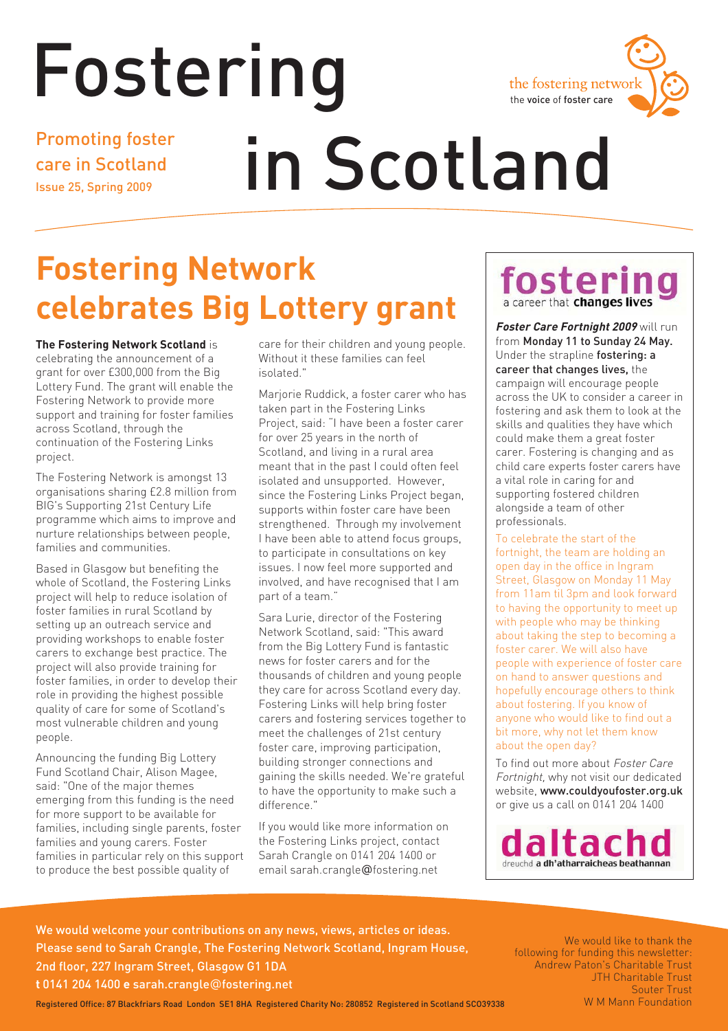# Fostering in Scotland

Promoting foster care in Scotland
Issue 25, Spring 2009

the fostering network
the voice of foster care

## Fostering Network celebrates Big Lottery grant

**The Fostering Network Scotland** is celebrating the announcement of a grant for over £300,000 from the Big Lottery Fund. The grant will enable the Fostering Network to provide more support and training for foster families across Scotland, through the continuation of the Fostering Links project.

The Fostering Network is amongst 13 organisations sharing £2.8 million from BIG's Supporting 21st Century Life programme which aims to improve and nurture relationships between people, families and communities.

Based in Glasgow but benefiting the whole of Scotland, the Fostering Links project will help to reduce isolation of foster families in rural Scotland by setting up an outreach service and providing workshops to enable foster carers to exchange best practice. The project will also provide training for foster families, in order to develop their role in providing the highest possible quality of care for some of Scotland's most vulnerable children and young people.

Announcing the funding Big Lottery Fund Scotland Chair, Alison Magee, said: "One of the major themes emerging from this funding is the need for more support to be available for families, including single parents, foster families and young carers. Foster families in particular rely on this support to produce the best possible quality of care for their children and young people. Without it these families can feel isolated."

Marjorie Ruddick, a foster carer who has taken part in the Fostering Links Project, said: "I have been a foster carer for over 25 years in the north of Scotland, and living in a rural area meant that in the past I could often feel isolated and unsupported. However, since the Fostering Links Project began, supports within foster care have been strengthened. Through my involvement I have been able to attend focus groups, to participate in consultations on key issues. I now feel more supported and involved, and have recognised that I am part of a team."

Sara Lurie, director of the Fostering Network Scotland, said: "This award from the Big Lottery Fund is fantastic news for foster carers and for the thousands of children and young people they care for across Scotland every day. Fostering Links will help bring foster carers and fostering services together to meet the challenges of 21st century foster care, improving participation, building stronger connections and gaining the skills needed. We're grateful to have the opportunity to make such a difference."

If you would like more information on the Fostering Links project, contact Sarah Crangle on 0141 204 1400 or email sarah.crangle@fostering.net

---

**fostering**
a career that **changes lives**

***Foster Care Fortnight 2009*** will run from **Monday 11 to Sunday 24 May.** Under the strapline **fostering: a career that changes lives,** the campaign will encourage people across the UK to consider a career in fostering and ask them to look at the skills and qualities they have which could make them a great foster carer. Fostering is changing and as child care experts foster carers have a vital role in caring for and supporting fostered children alongside a team of other professionals.

To celebrate the start of the fortnight, the team are holding an open day in the office in Ingram Street, Glasgow on Monday 11 May from 11am til 3pm and look forward to having the opportunity to meet up with people who may be thinking about taking the step to becoming a foster carer. We will also have people with experience of foster care on hand to answer questions and hopefully encourage others to think about fostering. If you know of anyone who would like to find out a bit more, why not let them know about the open day?

To find out more about *Foster Care Fortnight*, why not visit our dedicated website, **www.couldyoufoster.org.uk** or give us a call on 0141 204 1400

**daltachd**
dreuchd **a dh'atharraicheas beathannan**

---

We would welcome your contributions on any news, views, articles or ideas. Please send to Sarah Crangle, The Fostering Network Scotland, Ingram House, 2nd floor, 227 Ingram Street, Glasgow G1 1DA
**t** 0141 204 1400 **e** sarah.crangle@fostering.net

We would like to thank the following for funding this newsletter:
Andrew Paton's Charitable Trust
JTH Charitable Trust
Souter Trust
W M Mann Foundation

Registered Office: 87 Blackfriars Road London SE1 8HA Registered Charity No: 280852 Registered in Scotland SC039338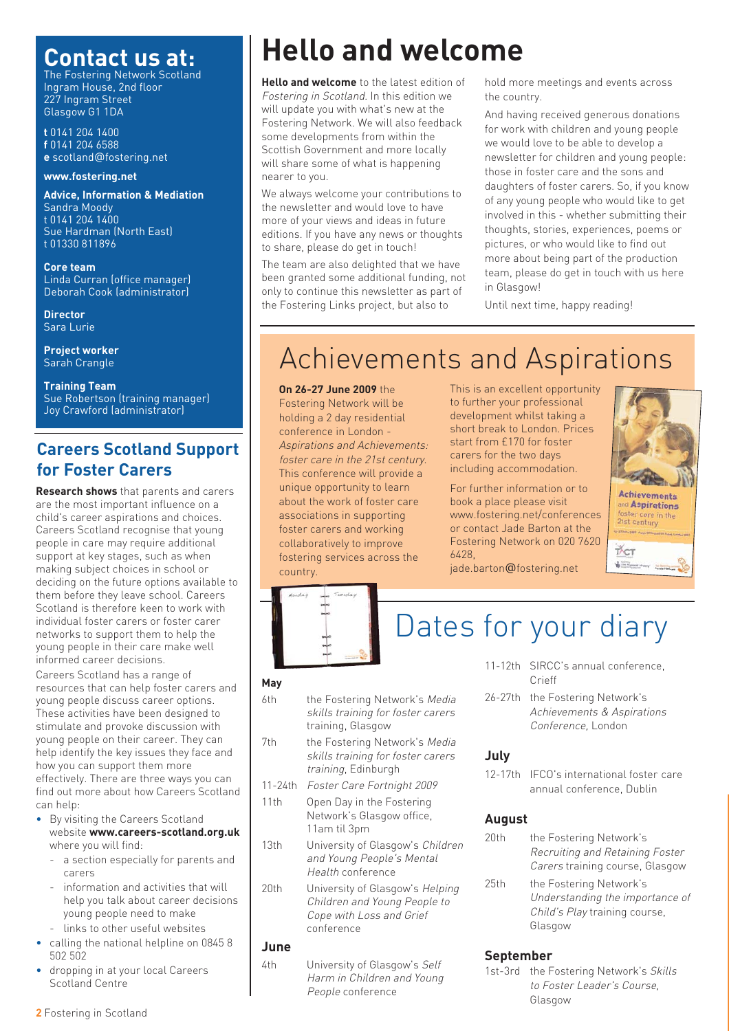# Hello and welcome

**Hello and welcome** to the latest edition of *Fostering in Scotland*. In this edition we will update you with what's new at the Fostering Network. We will also feedback some developments from within the Scottish Government and more locally will share some of what is happening nearer to you.

We always welcome your contributions to the newsletter and would love to have more of your views and ideas in future editions. If you have any news or thoughts to share, please do get in touch!

The team are also delighted that we have been granted some additional funding, not only to continue this newsletter as part of the Fostering Links project, but also to hold more meetings and events across the country.

And having received generous donations for work with children and young people we would love to be able to develop a newsletter for children and young people: those in foster care and the sons and daughters of foster carers. So, if you know of any young people who would like to get involved in this - whether submitting their thoughts, stories, experiences, poems or pictures, or who would like to find out more about being part of the production team, please do get in touch with us here in Glasgow!

Until next time, happy reading!

## Contact us at:

The Fostering Network Scotland
Ingram House, 2nd floor
227 Ingram Street
Glasgow G1 1DA

**t** 0141 204 1400
**f** 0141 204 6588
**e** scotland@fostering.net

**www.fostering.net**

**Advice, Information & Mediation**
Sandra Moody
t 0141 204 1400
Sue Hardman (North East)
t 01330 811896

**Core team**
Linda Curran (office manager)
Deborah Cook (administrator)

**Director**
Sara Lurie

**Project worker**
Sarah Crangle

**Training Team**
Sue Robertson (training manager)
Joy Crawford (administrator)

## Careers Scotland Support for Foster Carers

**Research shows** that parents and carers are the most important influence on a child's career aspirations and choices. Careers Scotland recognise that young people in care may require additional support at key stages, such as when making subject choices in school or deciding on the future options available to them before they leave school. Careers Scotland is therefore keen to work with individual foster carers or foster carer networks to support them to help the young people in their care make well informed career decisions.

Careers Scotland has a range of resources that can help foster carers and young people discuss career options. These activities have been designed to stimulate and provoke discussion with young people on their career. They can help identify the key issues they face and how you can support them more effectively. There are three ways you can find out more about how Careers Scotland can help:

- By visiting the Careers Scotland website **www.careers-scotland.org.uk** where you will find:
  - a section especially for parents and carers
  - information and activities that will help you talk about career decisions young people need to make
  - links to other useful websites
- calling the national helpline on 0845 8 502 502
- dropping in at your local Careers Scotland Centre

# Achievements and Aspirations

**On 26-27 June 2009** the Fostering Network will be holding a 2 day residential conference in London - *Aspirations and Achievements: foster care in the 21st century*. This conference will provide a unique opportunity to learn about the work of foster care associations in supporting foster carers and working collaboratively to improve fostering services across the country.

This is an excellent opportunity to further your professional development whilst taking a short break to London. Prices start from £170 for foster carers for the two days including accommodation.

For further information or to book a place please visit www.fostering.net/conferences or contact Jade Barton at the Fostering Network on 020 7620 6428, jade.barton@fostering.net

# Dates for your diary

### May

| | |
|---|---|
| 6th | the Fostering Network's *Media skills training for foster carers* training, Glasgow |
| 7th | the Fostering Network's *Media skills training for foster carers training*, Edinburgh |
| 11-24th | *Foster Care Fortnight 2009* |
| 11th | Open Day in the Fostering Network's Glasgow office, 11am til 3pm |
| 13th | University of Glasgow's *Children and Young People's Mental Health* conference |
| 20th | University of Glasgow's *Helping Children and Young People to Cope with Loss and Grief* conference |

### June

| | |
|---|---|
| 4th | University of Glasgow's *Self Harm in Children and Young People* conference |
| 11-12th | SIRCC's annual conference, Crieff |
| 26-27th | the Fostering Network's *Achievements & Aspirations Conference*, London |

### July

| | |
|---|---|
| 12-17th | IFCO's international foster care annual conference, Dublin |

### August

| | |
|---|---|
| 20th | the Fostering Network's *Recruiting and Retaining Foster Carers* training course, Glasgow |
| 25th | the Fostering Network's *Understanding the importance of Child's Play* training course, Glasgow |

### September

| | |
|---|---|
| 1st-3rd | the Fostering Network's *Skills to Foster Leader's Course*, Glasgow |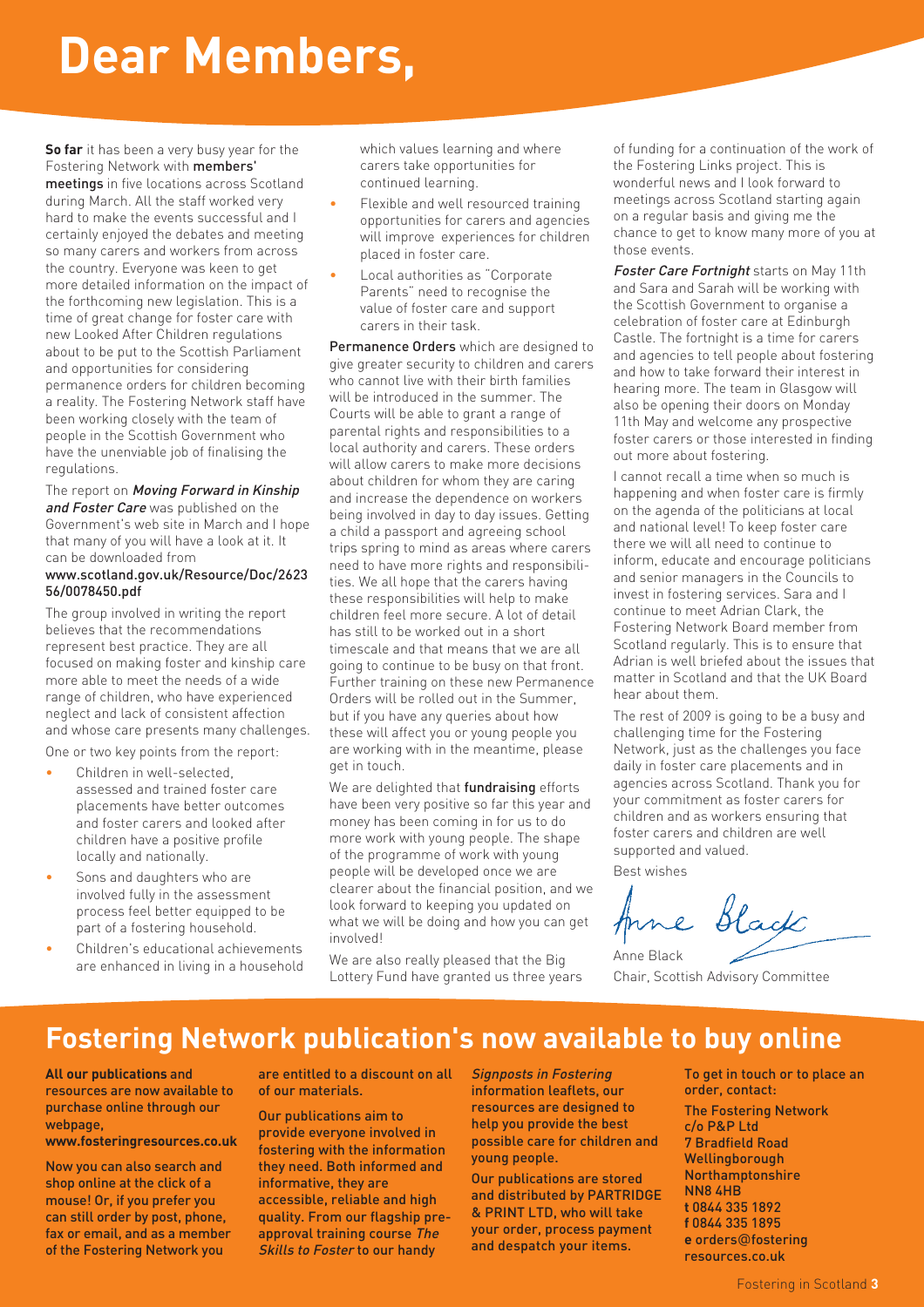# Dear Members,

**So far** it has been a very busy year for the Fostering Network with **members' meetings** in five locations across Scotland during March. All the staff worked very hard to make the events successful and I certainly enjoyed the debates and meeting so many carers and workers from across the country. Everyone was keen to get more detailed information on the impact of the forthcoming new legislation. This is a time of great change for foster care with new Looked After Children regulations about to be put to the Scottish Parliament and opportunities for considering permanence orders for children becoming a reality. The Fostering Network staff have been working closely with the team of people in the Scottish Government who have the unenviable job of finalising the regulations.

The report on ***Moving Forward in Kinship and Foster Care*** was published on the Government's web site in March and I hope that many of you will have a look at it. It can be downloaded from **www.scotland.gov.uk/Resource/Doc/262356/0078450.pdf**

The group involved in writing the report believes that the recommendations represent best practice. They are all focused on making foster and kinship care more able to meet the needs of a wide range of children, who have experienced neglect and lack of consistent affection and whose care presents many challenges.

One or two key points from the report:

- Children in well-selected, assessed and trained foster care placements have better outcomes and foster carers and looked after children have a positive profile locally and nationally.
- Sons and daughters who are involved fully in the assessment process feel better equipped to be part of a fostering household.
- Children's educational achievements are enhanced in living in a household which values learning and where carers take opportunities for continued learning.
- Flexible and well resourced training opportunities for carers and agencies will improve experiences for children placed in foster care.
- Local authorities as "Corporate Parents" need to recognise the value of foster care and support carers in their task.

**Permanence Orders** which are designed to give greater security to children and carers who cannot live with their birth families will be introduced in the summer. The Courts will be able to grant a range of parental rights and responsibilities to a local authority and carers. These orders will allow carers to make more decisions about children for whom they are caring and increase the dependence on workers being involved in day to day issues. Getting a child a passport and agreeing school trips spring to mind as areas where carers need to have more rights and responsibilities. We all hope that the carers having these responsibilities will help to make children feel more secure. A lot of detail has still to be worked out in a short timescale and that means that we are all going to continue to be busy on that front. Further training on these new Permanence Orders will be rolled out in the Summer, but if you have any queries about how these will affect you or young people you are working with in the meantime, please get in touch.

We are delighted that **fundraising** efforts have been very positive so far this year and money has been coming in for us to do more work with young people. The shape of the programme of work with young people will be developed once we are clearer about the financial position, and we look forward to keeping you updated on what we will be doing and how you can get involved!

We are also really pleased that the Big Lottery Fund have granted us three years of funding for a continuation of the work of the Fostering Links project. This is wonderful news and I look forward to meetings across Scotland starting again on a regular basis and giving me the chance to get to know many more of you at those events.

***Foster Care Fortnight*** starts on May 11th and Sara and Sarah will be working with the Scottish Government to organise a celebration of foster care at Edinburgh Castle. The fortnight is a time for carers and agencies to tell people about fostering and how to take forward their interest in hearing more. The team in Glasgow will also be opening their doors on Monday 11th May and welcome any prospective foster carers or those interested in finding out more about fostering.

I cannot recall a time when so much is happening and when foster care is firmly on the agenda of the politicians at local and national level! To keep foster care there we will all need to continue to inform, educate and encourage politicians and senior managers in the Councils to invest in fostering services. Sara and I continue to meet Adrian Clark, the Fostering Network Board member from Scotland regularly. This is to ensure that Adrian is well briefed about the issues that matter in Scotland and that the UK Board hear about them.

The rest of 2009 is going to be a busy and challenging time for the Fostering Network, just as the challenges you face daily in foster care placements and in agencies across Scotland. Thank you for your commitment as foster carers for children and as workers ensuring that foster carers and children are well supported and valued.

Best wishes

Anne Black

Anne Black
Chair, Scottish Advisory Committee

## Fostering Network publication's now available to buy online

**All our publications** and resources are now available to purchase online through our webpage, **www.fosteringresources.co.uk**

Now you can also search and shop online at the click of a mouse! Or, if you prefer you can still order by post, phone, fax or email, and as a member of the Fostering Network you are entitled to a discount on all of our materials.

Our publications aim to provide everyone involved in fostering with the information they need. Both informed and informative, they are accessible, reliable and high quality. From our flagship pre-approval training course *The Skills to Foster* to our handy *Signposts in Fostering* information leaflets, our resources are designed to help you provide the best possible care for children and young people.

Our publications are stored and distributed by PARTRIDGE & PRINT LTD, who will take your order, process payment and despatch your items.

To get in touch or to place an order, contact:

The Fostering Network
c/o P&P Ltd
7 Bradfield Road
Wellingborough
Northamptonshire
NN8 4HB
**t** 0844 335 1892
**f** 0844 335 1895
**e** orders@fosteringresources.co.uk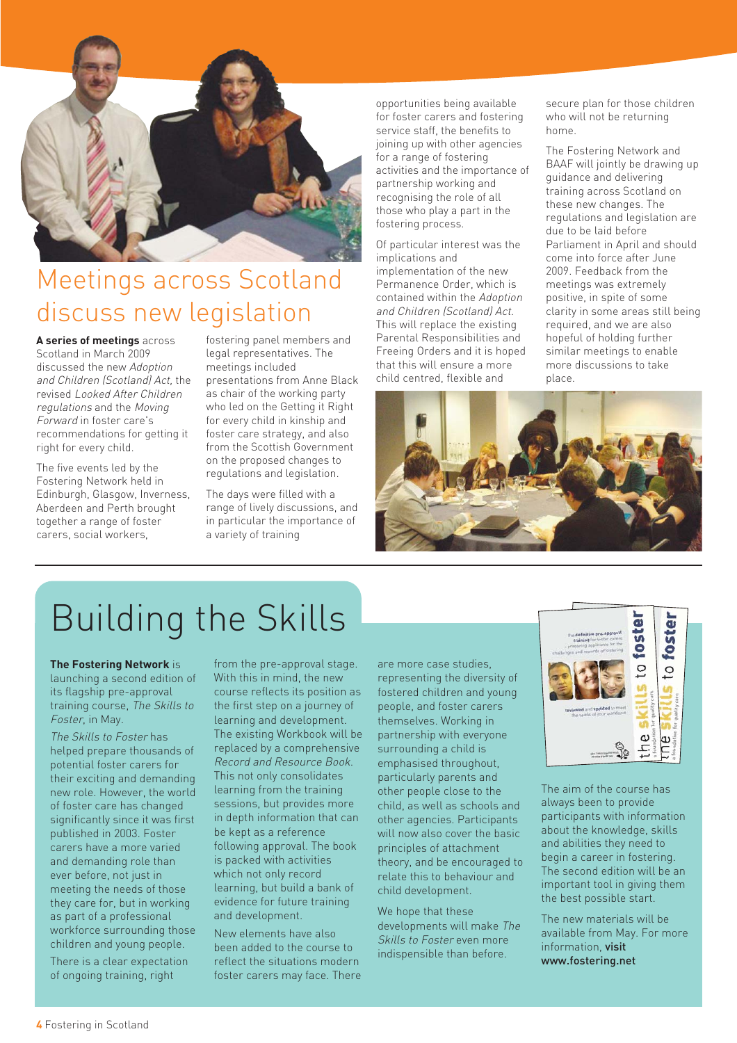# Meetings across Scotland discuss new legislation

**A series of meetings** across Scotland in March 2009 discussed the new *Adoption and Children (Scotland) Act*, the revised *Looked After Children regulations* and the *Moving Forward* in foster care's recommendations for getting it right for every child.

The five events led by the Fostering Network held in Edinburgh, Glasgow, Inverness, Aberdeen and Perth brought together a range of foster carers, social workers, fostering panel members and legal representatives. The meetings included presentations from Anne Black as chair of the working party who led on the Getting it Right for every child in kinship and foster care strategy, and also from the Scottish Government on the proposed changes to regulations and legislation.

The days were filled with a range of lively discussions, and in particular the importance of a variety of training opportunities being available for foster carers and fostering service staff, the benefits to joining up with other agencies for a range of fostering activities and the importance of partnership working and recognising the role of all those who play a part in the fostering process.

Of particular interest was the implications and implementation of the new Permanence Order, which is contained within the *Adoption and Children (Scotland) Act*. This will replace the existing Parental Responsibilities and Freeing Orders and it is hoped that this will ensure a more child centred, flexible and secure plan for those children who will not be returning home.

The Fostering Network and BAAF will jointly be drawing up guidance and delivering training across Scotland on these new changes. The regulations and legislation are due to be laid before Parliament in April and should come into force after June 2009. Feedback from the meetings was extremely positive, in spite of some clarity in some areas still being required, and we are also hopeful of holding further similar meetings to enable more discussions to take place.

# Building the Skills

**The Fostering Network** is launching a second edition of its flagship pre-approval training course, *The Skills to Foster*, in May.

*The Skills to Foster* has helped prepare thousands of potential foster carers for their exciting and demanding new role. However, the world of foster care has changed significantly since it was first published in 2003. Foster carers have a more varied and demanding role than ever before, not just in meeting the needs of those they care for, but in working as part of a professional workforce surrounding those children and young people.

There is a clear expectation of ongoing training, right from the pre-approval stage. With this in mind, the new course reflects its position as the first step on a journey of learning and development. The existing Workbook will be replaced by a comprehensive *Record and Resource Book*. This not only consolidates learning from the training sessions, but provides more in depth information that can be kept as a reference following approval. The book is packed with activities which not only record learning, but build a bank of evidence for future training and development.

New elements have also been added to the course to reflect the situations modern foster carers may face. There are more case studies, representing the diversity of fostered children and young people, and foster carers themselves. Working in partnership with everyone surrounding a child is emphasised throughout, particularly parents and other people close to the child, as well as schools and other agencies. Participants will now also cover the basic principles of attachment theory, and be encouraged to relate this to behaviour and child development.

We hope that these developments will make *The Skills to Foster* even more indispensable than before.

The aim of the course has always been to provide participants with information about the knowledge, skills and abilities they need to begin a career in fostering. The second edition will be an important tool in giving them the best possible start.

The new materials will be available from May. For more information, **visit www.fostering.net**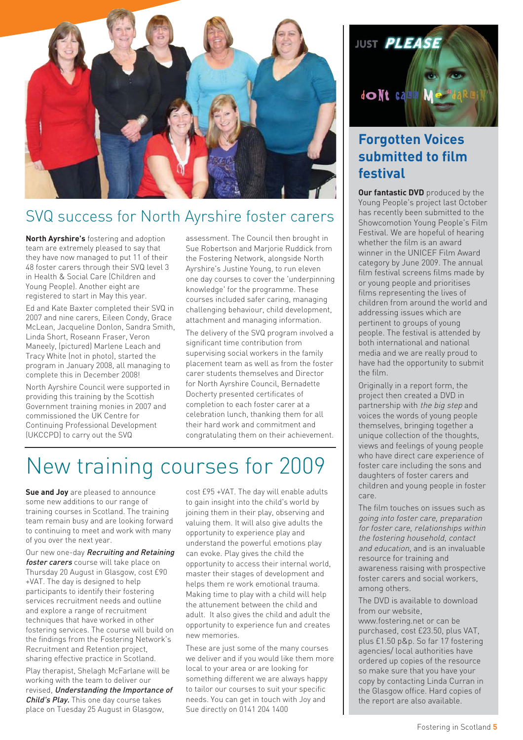## SVQ success for North Ayrshire foster carers

**North Ayrshire's** fostering and adoption team are extremely pleased to say that they have now managed to put 11 of their 48 foster carers through their SVQ level 3 in Health & Social Care (Children and Young People). Another eight are registered to start in May this year.

Ed and Kate Baxter completed their SVQ in 2007 and nine carers, Eileen Condy, Grace McLean, Jacqueline Donlon, Sandra Smith, Linda Short, Roseann Fraser, Veron Maneely, (pictured) Marlene Leach and Tracy White (not in photo), started the program in January 2008, all managing to complete this in December 2008!

North Ayrshire Council were supported in providing this training by the Scottish Government training monies in 2007 and commissioned the UK Centre for Continuing Professional Development (UKCCPD) to carry out the SVQ assessment. The Council then brought in Sue Robertson and Marjorie Ruddick from the Fostering Network, alongside North Ayrshire's Justine Young, to run eleven one day courses to cover the 'underpinning knowledge' for the programme. These courses included safer caring, managing challenging behaviour, child development, attachment and managing information.

The delivery of the SVQ program involved a significant time contribution from supervising social workers in the family placement team as well as from the foster carer students themselves and Director for North Ayrshire Council, Bernadette Docherty presented certificates of completion to each foster carer at a celebration lunch, thanking them for all their hard work and commitment and congratulating them on their achievement.

# New training courses for 2009

**Sue and Joy** are pleased to announce some new additions to our range of training courses in Scotland. The training team remain busy and are looking forward to continuing to meet and work with many of you over the next year.

Our new one-day ***Recruiting and Retaining foster carers*** course will take place on Thursday 20 August in Glasgow, cost £90 +VAT. The day is designed to help participants to identify their fostering services recruitment needs and outline and explore a range of recruitment techniques that have worked in other fostering services. The course will build on the findings from the Fostering Network's Recruitment and Retention project, sharing effective practice in Scotland.

Play therapist, Shelagh McFarlane will be working with the team to deliver our revised, ***Understanding the Importance of Child's Play.*** This one day course takes place on Tuesday 25 August in Glasgow, cost £95 +VAT. The day will enable adults to gain insight into the child's world by joining them in their play, observing and valuing them. It will also give adults the opportunity to experience play and understand the powerful emotions play can evoke. Play gives the child the opportunity to access their internal world, master their stages of development and helps them re work emotional trauma. Making time to play with a child will help the attunement between the child and adult. It also gives the child and adult the opportunity to experience fun and creates new memories.

These are just some of the many courses we deliver and if you would like them more local to your area or are looking for something different we are always happy to tailor our courses to suit your specific needs. You can get in touch with Joy and Sue directly on 0141 204 1400

## Forgotten Voices submitted to film festival

**Our fantastic DVD** produced by the Young People's project last October has recently been submitted to the Showcomotion Young People's Film Festival. We are hopeful of hearing whether the film is an award winner in the UNICEF Film Award category by June 2009. The annual film festival screens films made by or young people and prioritises films representing the lives of children from around the world and addressing issues which are pertinent to groups of young people. The festival is attended by both international and national media and we are really proud to have had the opportunity to submit the film.

Originally in a report form, the project then created a DVD in partnership with *the big step* and voices the words of young people themselves, bringing together a unique collection of the thoughts, views and feelings of young people who have direct care experience of foster care including the sons and daughters of foster carers and children and young people in foster care.

The film touches on issues such as *going into foster care, preparation for foster care, relationships within the fostering household, contact and education*, and is an invaluable resource for training and awareness raising with prospective foster carers and social workers, among others.

The DVD is available to download from our website, www.fostering.net or can be purchased, cost £23.50, plus VAT, plus £1.50 p&p. So far 17 fostering agencies/ local authorities have ordered up copies of the resource so make sure that you have your copy by contacting Linda Curran in the Glasgow office. Hard copies of the report are also available.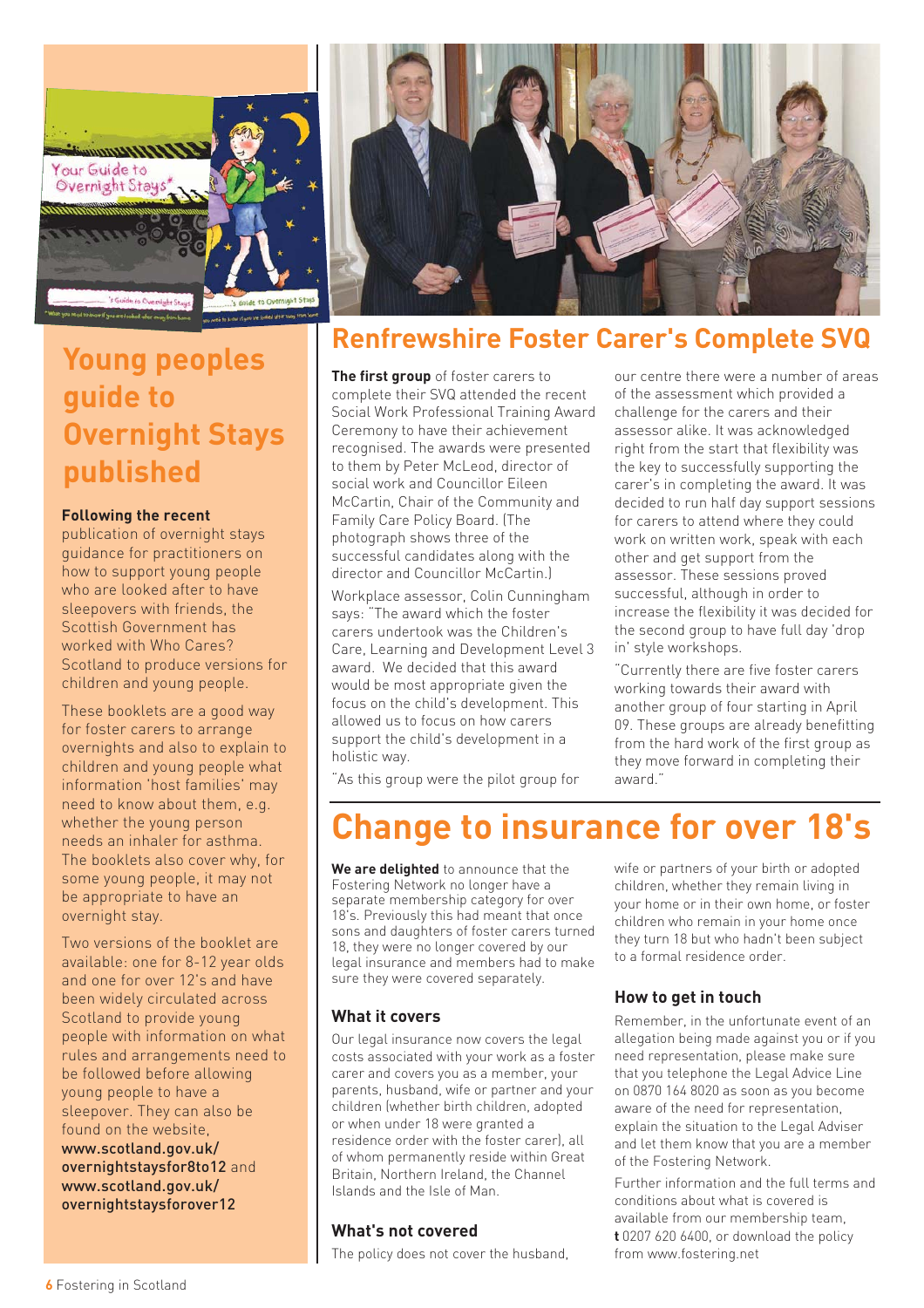## Young peoples guide to Overnight Stays published

**Following the recent** publication of overnight stays guidance for practitioners on how to support young people who are looked after to have sleepovers with friends, the Scottish Government has worked with Who Cares? Scotland to produce versions for children and young people.

These booklets are a good way for foster carers to arrange overnights and also to explain to children and young people what information 'host families' may need to know about them, e.g. whether the young person needs an inhaler for asthma. The booklets also cover why, for some young people, it may not be appropriate to have an overnight stay.

Two versions of the booklet are available: one for 8-12 year olds and one for over 12's and have been widely circulated across Scotland to provide young people with information on what rules and arrangements need to be followed before allowing young people to have a sleepover. They can also be found on the website, **www.scotland.gov.uk/overnightstaysfor8to12** and **www.scotland.gov.uk/overnightstaysforover12**

## Renfrewshire Foster Carer's Complete SVQ

**The first group** of foster carers to complete their SVQ attended the recent Social Work Professional Training Award Ceremony to have their achievement recognised. The awards were presented to them by Peter McLeod, director of social work and Councillor Eileen McCartin, Chair of the Community and Family Care Policy Board. (The photograph shows three of the successful candidates along with the director and Councillor McCartin.)

Workplace assessor, Colin Cunningham says: "The award which the foster carers undertook was the Children's Care, Learning and Development Level 3 award. We decided that this award would be most appropriate given the focus on the child's development. This allowed us to focus on how carers support the child's development in a holistic way.

"As this group were the pilot group for our centre there were a number of areas of the assessment which provided a challenge for the carers and their assessor alike. It was acknowledged right from the start that flexibility was the key to successfully supporting the carer's in completing the award. It was decided to run half day support sessions for carers to attend where they could work on written work, speak with each other and get support from the assessor. These sessions proved successful, although in order to increase the flexibility it was decided for the second group to have full day 'drop in' style workshops.

"Currently there are five foster carers working towards their award with another group of four starting in April 09. These groups are already benefitting from the hard work of the first group as they move forward in completing their award."

## Change to insurance for over 18's

**We are delighted** to announce that the Fostering Network no longer have a separate membership category for over 18's. Previously this had meant that once sons and daughters of foster carers turned 18, they were no longer covered by our legal insurance and members had to make sure they were covered separately.

### What it covers

Our legal insurance now covers the legal costs associated with your work as a foster carer and covers you as a member, your parents, husband, wife or partner and your children (whether birth children, adopted or when under 18 were granted a residence order with the foster carer), all of whom permanently reside within Great Britain, Northern Ireland, the Channel Islands and the Isle of Man.

### What's not covered

The policy does not cover the husband, wife or partners of your birth or adopted children, whether they remain living in your home or in their own home, or foster children who remain in your home once they turn 18 but who hadn't been subject to a formal residence order.

### How to get in touch

Remember, in the unfortunate event of an allegation being made against you or if you need representation, please make sure that you telephone the Legal Advice Line on 0870 164 8020 as soon as you become aware of the need for representation, explain the situation to the Legal Adviser and let them know that you are a member of the Fostering Network.

Further information and the full terms and conditions about what is covered is available from our membership team, **t** 0207 620 6400, or download the policy from www.fostering.net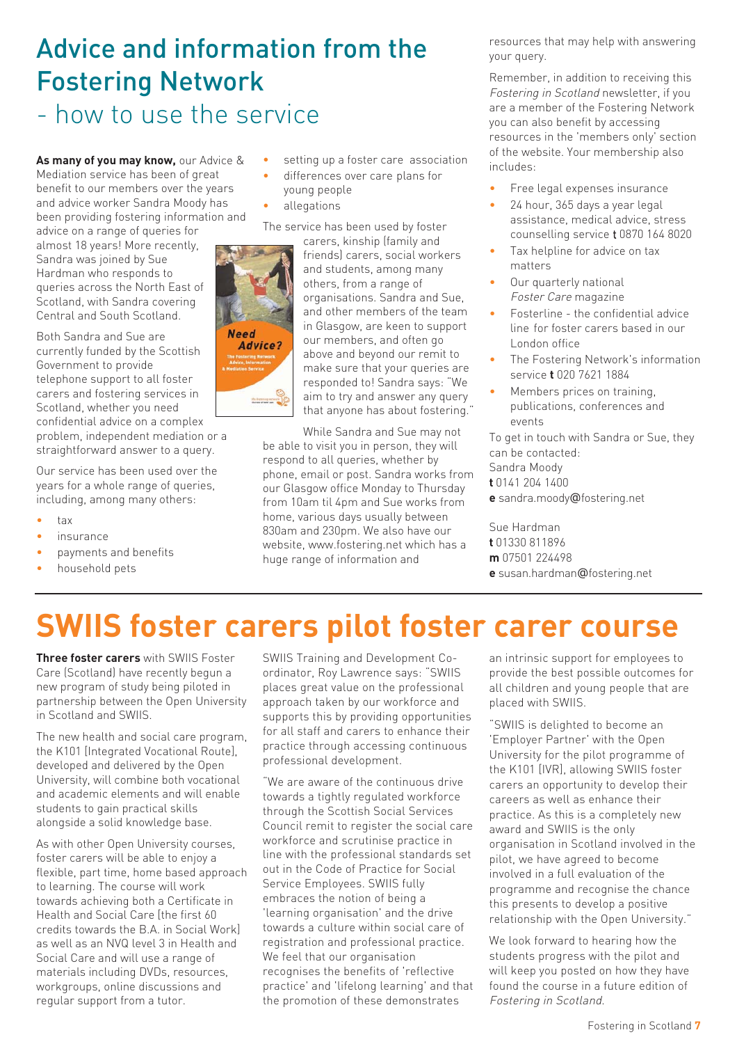# Advice and information from the Fostering Network

## - how to use the service

**As many of you may know,** our Advice & Mediation service has been of great benefit to our members over the years and advice worker Sandra Moody has been providing fostering information and advice on a range of queries for almost 18 years! More recently, Sandra was joined by Sue Hardman who responds to queries across the North East of Scotland, with Sandra covering Central and South Scotland.

Both Sandra and Sue are currently funded by the Scottish Government to provide telephone support to all foster carers and fostering services in Scotland, whether you need confidential advice on a complex problem, independent mediation or a straightforward answer to a query.

Our service has been used over the years for a whole range of queries, including, among many others:

- tax
- insurance
- payments and benefits
- household pets
- setting up a foster care association
- differences over care plans for young people
- allegations

The service has been used by foster carers, kinship (family and friends) carers, social workers and students, among many others, from a range of organisations. Sandra and Sue, and other members of the team in Glasgow, are keen to support our members, and often go above and beyond our remit to make sure that your queries are responded to! Sandra says: "We aim to try and answer any query that anyone has about fostering."

While Sandra and Sue may not be able to visit you in person, they will respond to all queries, whether by phone, email or post. Sandra works from our Glasgow office Monday to Thursday from 10am til 4pm and Sue works from home, various days usually between 830am and 230pm. We also have our website, www.fostering.net which has a huge range of information and resources that may help with answering your query.

Remember, in addition to receiving this *Fostering in Scotland* newsletter, if you are a member of the Fostering Network you can also benefit by accessing resources in the 'members only' section of the website. Your membership also includes:

- Free legal expenses insurance
- 24 hour, 365 days a year legal assistance, medical advice, stress counselling service **t** 0870 164 8020
- Tax helpline for advice on tax matters
- Our quarterly national *Foster Care* magazine
- Fosterline - the confidential advice line for foster carers based in our London office
- The Fostering Network's information service **t** 020 7621 1884
- Members prices on training, publications, conferences and events

To get in touch with Sandra or Sue, they can be contacted:

Sandra Moody
**t** 0141 204 1400
**e** sandra.moody@fostering.net

Sue Hardman
**t** 01330 811896
**m** 07501 224498
**e** susan.hardman@fostering.net

# SWIIS foster carers pilot foster carer course

**Three foster carers** with SWIIS Foster Care (Scotland) have recently begun a new program of study being piloted in partnership between the Open University in Scotland and SWIIS.

The new health and social care program, the K101 [Integrated Vocational Route], developed and delivered by the Open University, will combine both vocational and academic elements and will enable students to gain practical skills alongside a solid knowledge base.

As with other Open University courses, foster carers will be able to enjoy a flexible, part time, home based approach to learning. The course will work towards achieving both a Certificate in Health and Social Care [the first 60 credits towards the B.A. in Social Work] as well as an NVQ level 3 in Health and Social Care and will use a range of materials including DVDs, resources, workgroups, online discussions and regular support from a tutor.

SWIIS Training and Development Co-ordinator, Roy Lawrence says: "SWIIS places great value on the professional approach taken by our workforce and supports this by providing opportunities for all staff and carers to enhance their practice through accessing continuous professional development.

"We are aware of the continuous drive towards a tightly regulated workforce through the Scottish Social Services Council remit to register the social care workforce and scrutinise practice in line with the professional standards set out in the Code of Practice for Social Service Employees. SWIIS fully embraces the notion of being a 'learning organisation' and the drive towards a culture within social care of registration and professional practice. We feel that our organisation recognises the benefits of 'reflective practice' and 'lifelong learning' and that the promotion of these demonstrates an intrinsic support for employees to provide the best possible outcomes for all children and young people that are placed with SWIIS.

"SWIIS is delighted to become an 'Employer Partner' with the Open University for the pilot programme of the K101 [IVR], allowing SWIIS foster carers an opportunity to develop their careers as well as enhance their practice. As this is a completely new award and SWIIS is the only organisation in Scotland involved in the pilot, we have agreed to become involved in a full evaluation of the programme and recognise the chance this presents to develop a positive relationship with the Open University."

We look forward to learning how the students progress with the pilot and will keep you posted on how they have found the course in a future edition of *Fostering in Scotland*.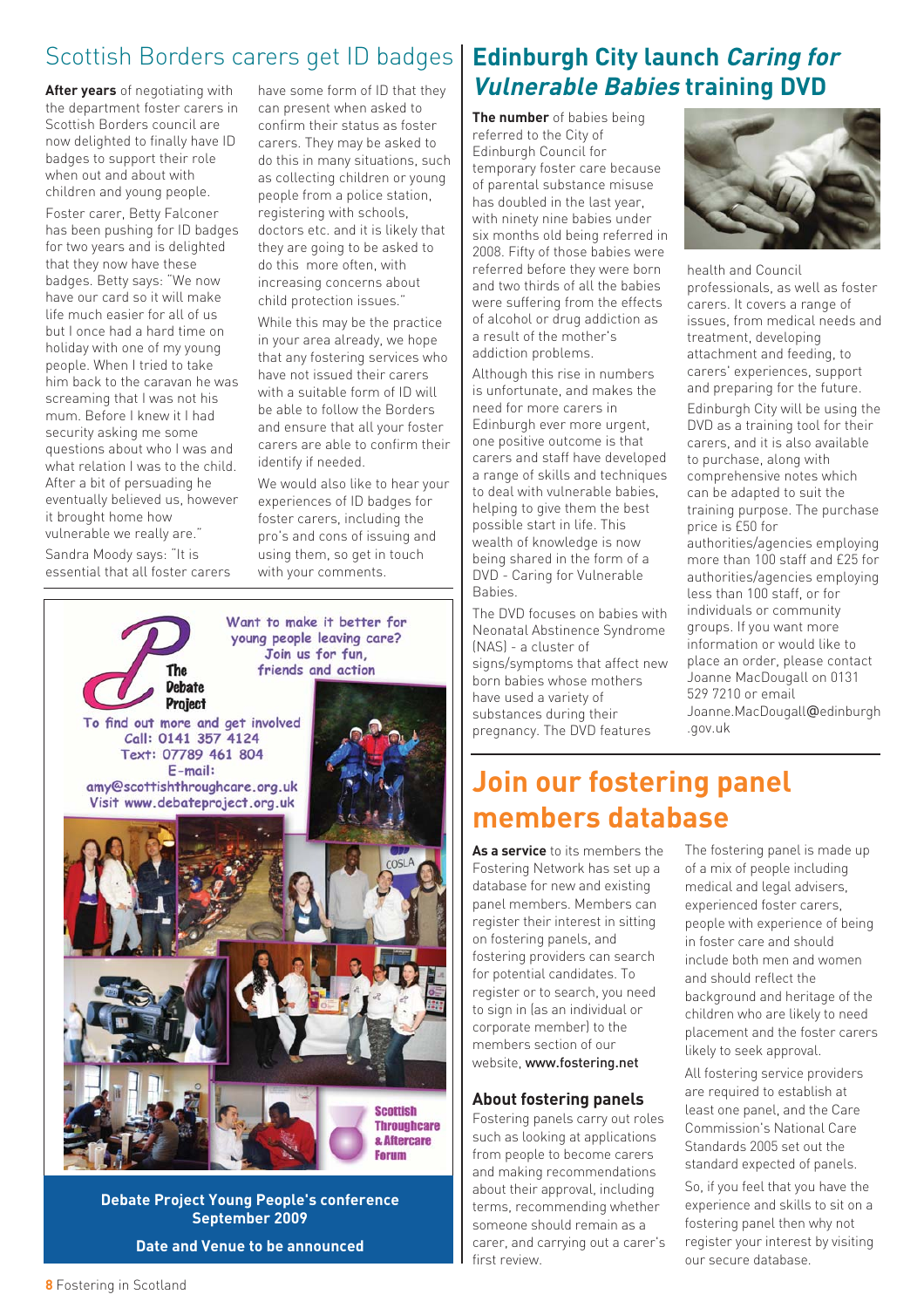## Scottish Borders carers get ID badges

**After years** of negotiating with the department foster carers in Scottish Borders council are now delighted to finally have ID badges to support their role when out and about with children and young people.

Foster carer, Betty Falconer has been pushing for ID badges for two years and is delighted that they now have these badges. Betty says: "We now have our card so it will make life much easier for all of us but I once had a hard time on holiday with one of my young people. When I tried to take him back to the caravan he was screaming that I was not his mum. Before I knew it I had security asking me some questions about who I was and what relation I was to the child. After a bit of persuading he eventually believed us, however it brought home how vulnerable we really are."

Sandra Moody says: "It is essential that all foster carers have some form of ID that they can present when asked to confirm their status as foster carers. They may be asked to do this in many situations, such as collecting children or young people from a police station, registering with schools, doctors etc. and it is likely that they are going to be asked to do this more often, with increasing concerns about child protection issues."

While this may be the practice in your area already, we hope that any fostering services who have not issued their carers with a suitable form of ID will be able to follow the Borders and ensure that all your foster carers are able to confirm their identify if needed.

We would also like to hear your experiences of ID badges for foster carers, including the pro's and cons of issuing and using them, so get in touch with your comments.

The Debate Project

Want to make it better for young people leaving care? Join us for fun, friends and action

To find out more and get involved
Call: 0141 357 4124
Text: 07789 461 804
E-mail: amy@scottishthroughcare.org.uk
Visit www.debateproject.org.uk

Scottish Throughcare & Aftercare Forum

**Debate Project Young People's conference September 2009**

**Date and Venue to be announced**

## Edinburgh City launch *Caring for Vulnerable Babies* training DVD

**The number** of babies being referred to the City of Edinburgh Council for temporary foster care because of parental substance misuse has doubled in the last year, with ninety nine babies under six months old being referred in 2008. Fifty of those babies were referred before they were born and two thirds of all the babies were suffering from the effects of alcohol or drug addiction as a result of the mother's addiction problems.

Although this rise in numbers is unfortunate, and makes the need for more carers in Edinburgh ever more urgent, one positive outcome is that carers and staff have developed a range of skills and techniques to deal with vulnerable babies, helping to give them the best possible start in life. This wealth of knowledge is now being shared in the form of a DVD - Caring for Vulnerable Babies.

The DVD focuses on babies with Neonatal Abstinence Syndrome (NAS) - a cluster of signs/symptoms that affect new born babies whose mothers have used a variety of substances during their pregnancy. The DVD features health and Council professionals, as well as foster carers. It covers a range of issues, from medical needs and treatment, developing attachment and feeding, to carers' experiences, support and preparing for the future.

Edinburgh City will be using the DVD as a training tool for their carers, and it is also available to purchase, along with comprehensive notes which can be adapted to suit the training purpose. The purchase price is £50 for authorities/agencies employing more than 100 staff and £25 for authorities/agencies employing less than 100 staff, or for individuals or community groups. If you want more information or would like to place an order, please contact Joanne MacDougall on 0131 529 7210 or email Joanne.MacDougall@edinburgh.gov.uk

## Join our fostering panel members database

**As a service** to its members the Fostering Network has set up a database for new and existing panel members. Members can register their interest in sitting on fostering panels, and fostering providers can search for potential candidates. To register or to search, you need to sign in (as an individual or corporate member) to the members section of our website, www.fostering.net

### About fostering panels

Fostering panels carry out roles such as looking at applications from people to become carers and making recommendations about their approval, including terms, recommending whether someone should remain as a carer, and carrying out a carer's first review.

The fostering panel is made up of a mix of people including medical and legal advisers, experienced foster carers, people with experience of being in foster care and should include both men and women and should reflect the background and heritage of the children who are likely to need placement and the foster carers likely to seek approval.

All fostering service providers are required to establish at least one panel, and the Care Commission's National Care Standards 2005 set out the standard expected of panels.

So, if you feel that you have the experience and skills to sit on a fostering panel then why not register your interest by visiting our secure database.